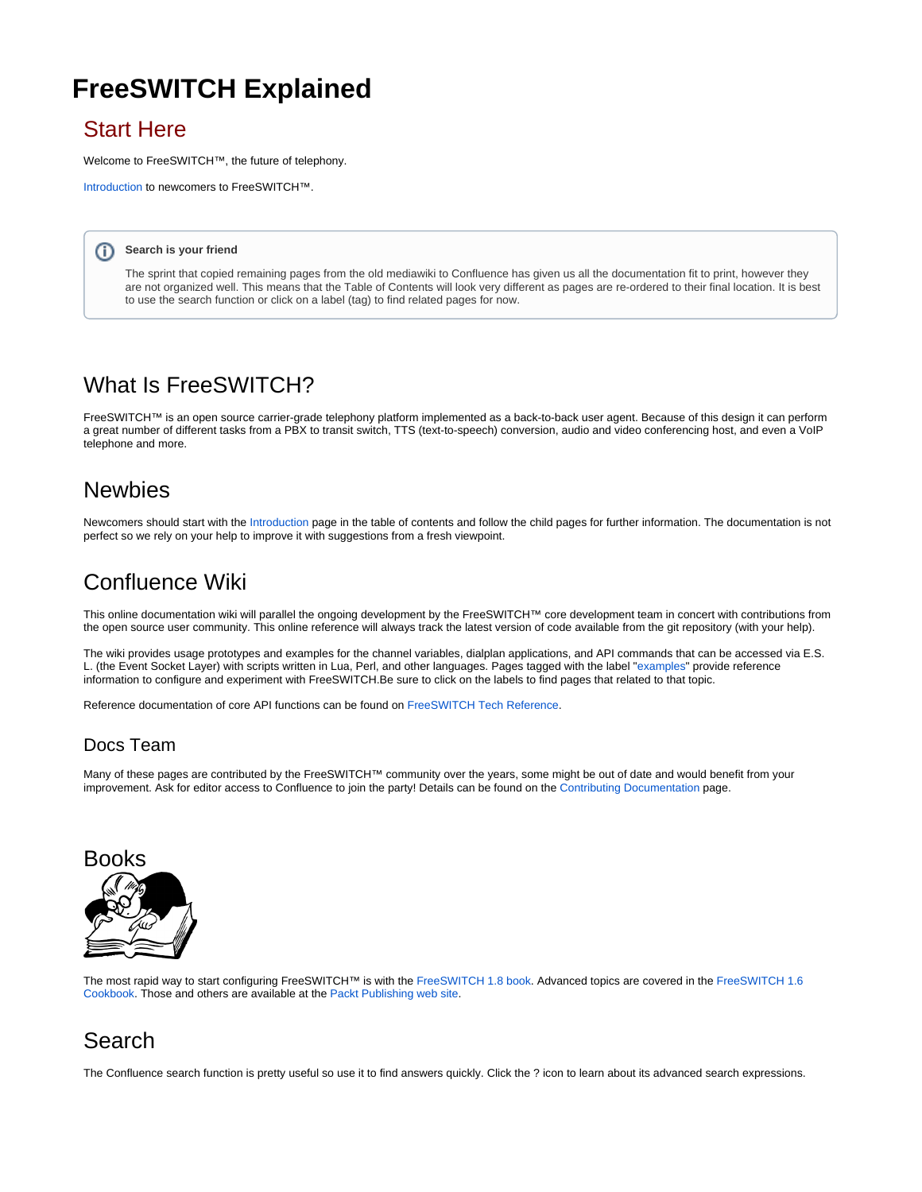# FreeSWITCH Explained

## Start Here

Welcome to FreeSWITCH™, the future of telephony.

Introduction to newcomers to FreeSWITCH™.

> **Search is your friend**
>
> The sprint that copied remaining pages from the old mediawiki to Confluence has given us all the documentation fit to print, however they are not organized well. This means that the Table of Contents will look very different as pages are re-ordered to their final location. It is best to use the search function or click on a label (tag) to find related pages for now.

## What Is FreeSWITCH?

FreeSWITCH™ is an open source carrier-grade telephony platform implemented as a back-to-back user agent. Because of this design it can perform a great number of different tasks from a PBX to transit switch, TTS (text-to-speech) conversion, audio and video conferencing host, and even a VoIP telephone and more.

## Newbies

Newcomers should start with the Introduction page in the table of contents and follow the child pages for further information. The documentation is not perfect so we rely on your help to improve it with suggestions from a fresh viewpoint.

## Confluence Wiki

This online documentation wiki will parallel the ongoing development by the FreeSWITCH™ core development team in concert with contributions from the open source user community. This online reference will always track the latest version of code available from the git repository (with your help).

The wiki provides usage prototypes and examples for the channel variables, dialplan applications, and API commands that can be accessed via E.S.L. (the Event Socket Layer) with scripts written in Lua, Perl, and other languages. Pages tagged with the label "examples" provide reference information to configure and experiment with FreeSWITCH.Be sure to click on the labels to find pages that related to that topic.

Reference documentation of core API functions can be found on FreeSWITCH Tech Reference.

### Docs Team

Many of these pages are contributed by the FreeSWITCH™ community over the years, some might be out of date and would benefit from your improvement. Ask for editor access to Confluence to join the party! Details can be found on the Contributing Documentation page.

## Books

The most rapid way to start configuring FreeSWITCH™ is with the FreeSWITCH 1.8 book. Advanced topics are covered in the FreeSWITCH 1.6 Cookbook. Those and others are available at the Packt Publishing web site.

## Search

The Confluence search function is pretty useful so use it to find answers quickly. Click the ? icon to learn about its advanced search expressions.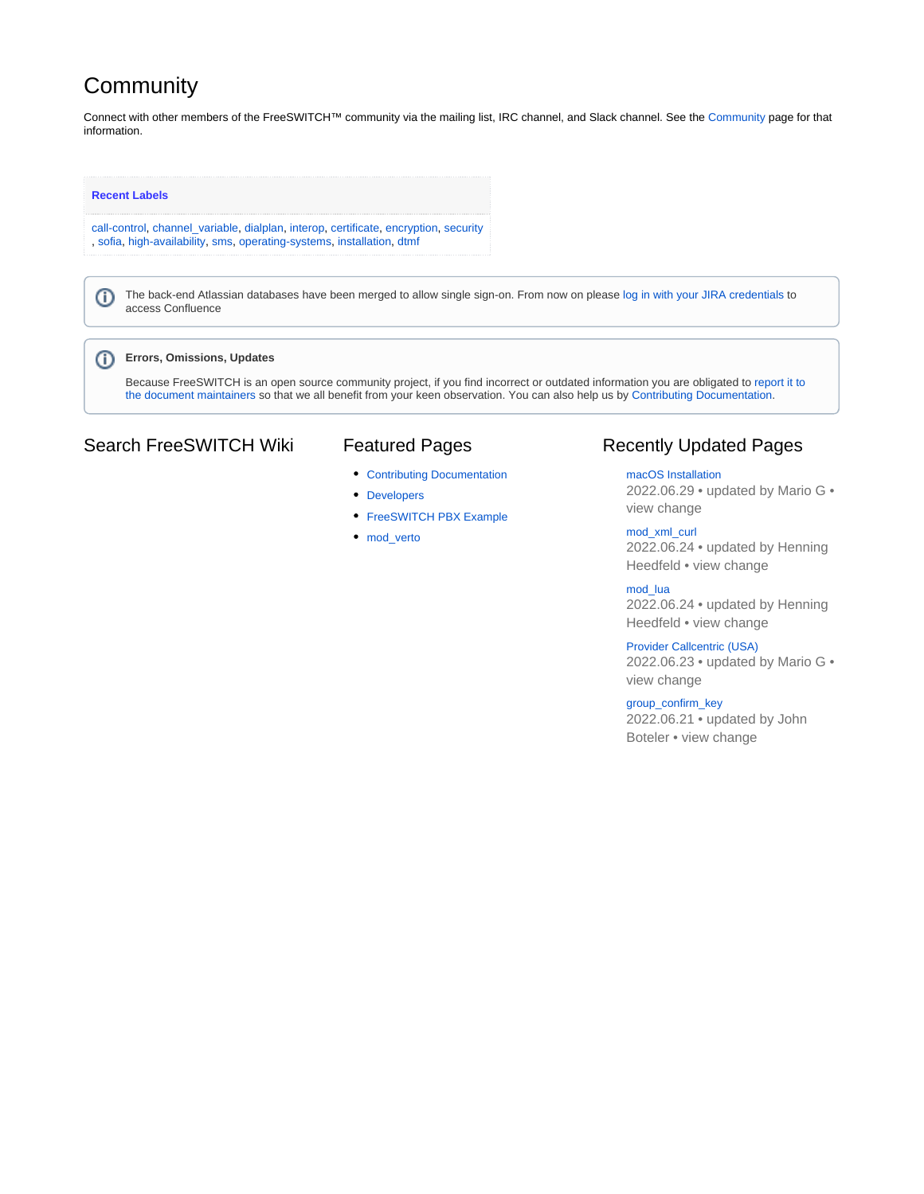# Community

Connect with other members of the FreeSWITCH™ community via the mailing list, IRC channel, and Slack channel. See the Community page for that information.

**Recent Labels**

call-control, channel_variable, dialplan, interop, certificate, encryption, security, sofia, high-availability, sms, operating-systems, installation, dtmf

The back-end Atlassian databases have been merged to allow single sign-on. From now on please log in with your JIRA credentials to access Confluence

**Errors, Omissions, Updates**

Because FreeSWITCH is an open source community project, if you find incorrect or outdated information you are obligated to report it to the document maintainers so that we all benefit from your keen observation. You can also help us by Contributing Documentation.

## Search FreeSWITCH Wiki

## Featured Pages

- Contributing Documentation
- Developers
- FreeSWITCH PBX Example
- mod_verto

## Recently Updated Pages

macOS Installation
2022.06.29 • updated by Mario G • view change

mod_xml_curl
2022.06.24 • updated by Henning Heedfeld • view change

mod_lua
2022.06.24 • updated by Henning Heedfeld • view change

Provider Callcentric (USA)
2022.06.23 • updated by Mario G • view change

group_confirm_key
2022.06.21 • updated by John Boteler • view change